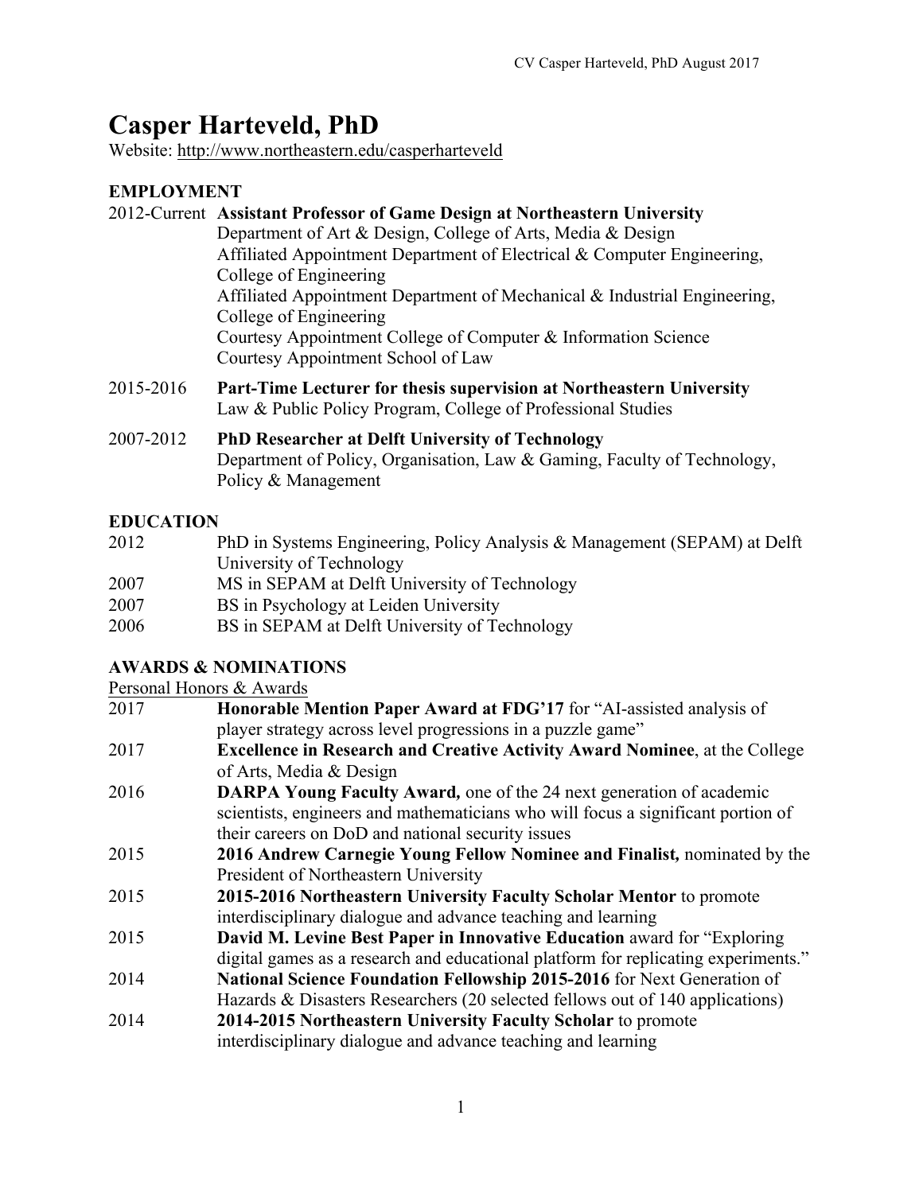# Casper Harteveld, PhD

Website: http://www.northeastern.edu/casperharteveld

## EMPLOYMENT

2012-Current **Assistant Professor of Game Design at Northeastern University**
Department of Art & Design, College of Arts, Media & Design
Affiliated Appointment Department of Electrical & Computer Engineering, College of Engineering
Affiliated Appointment Department of Mechanical & Industrial Engineering, College of Engineering
Courtesy Appointment College of Computer & Information Science
Courtesy Appointment School of Law

2015-2016 **Part-Time Lecturer for thesis supervision at Northeastern University**
Law & Public Policy Program, College of Professional Studies

2007-2012 **PhD Researcher at Delft University of Technology**
Department of Policy, Organisation, Law & Gaming, Faculty of Technology, Policy & Management

## EDUCATION

2012 PhD in Systems Engineering, Policy Analysis & Management (SEPAM) at Delft University of Technology
2007 MS in SEPAM at Delft University of Technology
2007 BS in Psychology at Leiden University
2006 BS in SEPAM at Delft University of Technology

## AWARDS & NOMINATIONS

Personal Honors & Awards

2017 **Honorable Mention Paper Award at FDG'17** for "AI-assisted analysis of player strategy across level progressions in a puzzle game"

2017 **Excellence in Research and Creative Activity Award Nominee**, at the College of Arts, Media & Design

2016 **DARPA Young Faculty Award,** one of the 24 next generation of academic scientists, engineers and mathematicians who will focus a significant portion of their careers on DoD and national security issues

2015 **2016 Andrew Carnegie Young Fellow Nominee and Finalist,** nominated by the President of Northeastern University

2015 **2015-2016 Northeastern University Faculty Scholar Mentor** to promote interdisciplinary dialogue and advance teaching and learning

2015 **David M. Levine Best Paper in Innovative Education** award for "Exploring digital games as a research and educational platform for replicating experiments."

2014 **National Science Foundation Fellowship 2015-2016** for Next Generation of Hazards & Disasters Researchers (20 selected fellows out of 140 applications)

2014 **2014-2015 Northeastern University Faculty Scholar** to promote interdisciplinary dialogue and advance teaching and learning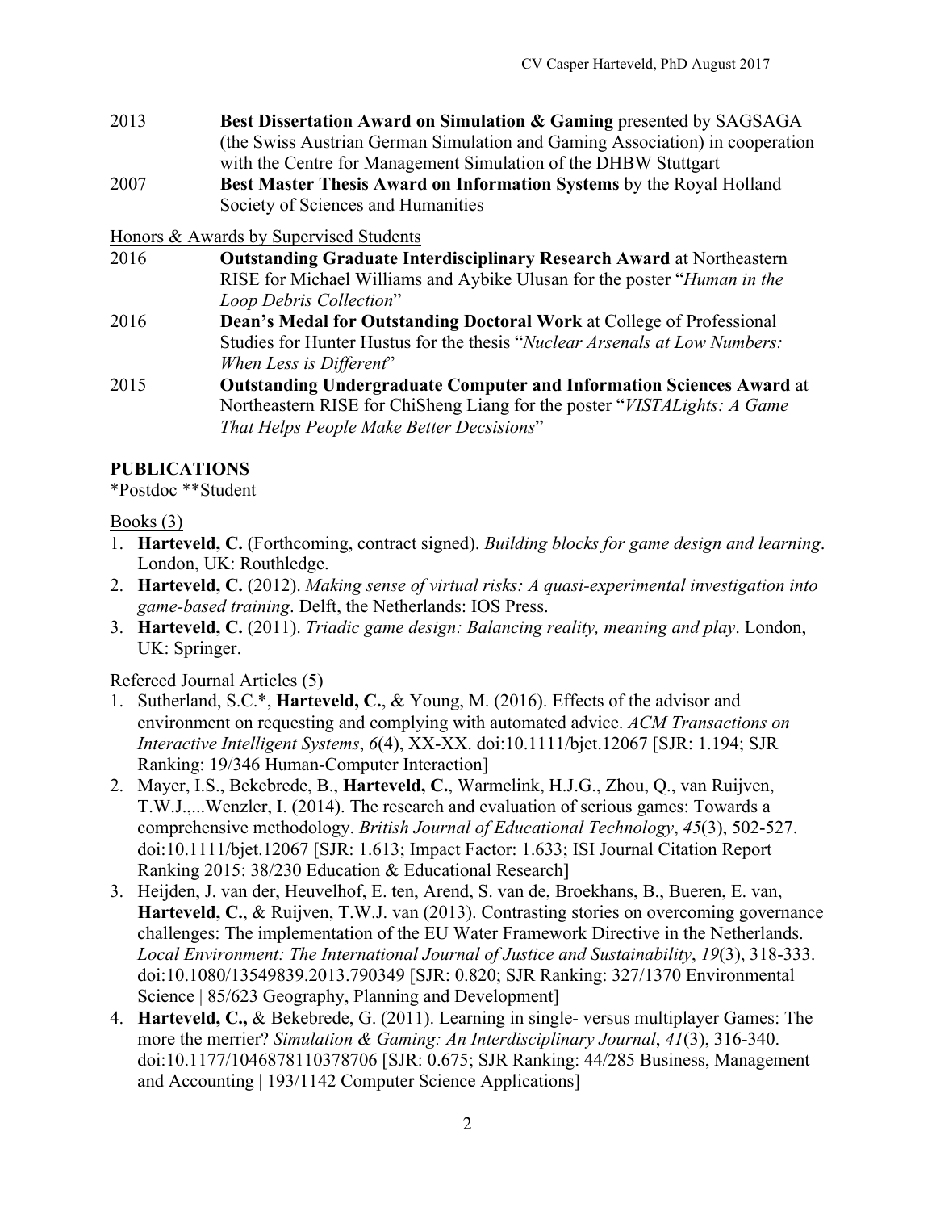2013 **Best Dissertation Award on Simulation & Gaming** presented by SAGSAGA (the Swiss Austrian German Simulation and Gaming Association) in cooperation with the Centre for Management Simulation of the DHBW Stuttgart

2007 **Best Master Thesis Award on Information Systems** by the Royal Holland Society of Sciences and Humanities

Honors & Awards by Supervised Students

2016 **Outstanding Graduate Interdisciplinary Research Award** at Northeastern RISE for Michael Williams and Aybike Ulusan for the poster "*Human in the Loop Debris Collection*"

2016 **Dean's Medal for Outstanding Doctoral Work** at College of Professional Studies for Hunter Hustus for the thesis "*Nuclear Arsenals at Low Numbers: When Less is Different*"

2015 **Outstanding Undergraduate Computer and Information Sciences Award** at Northeastern RISE for ChiSheng Liang for the poster "*VISTALights: A Game That Helps People Make Better Decsisions*"

## PUBLICATIONS

*Postdoc **Student

Books (3)

1. **Harteveld, C.** (Forthcoming, contract signed). *Building blocks for game design and learning*. London, UK: Routhledge.
2. **Harteveld, C.** (2012). *Making sense of virtual risks: A quasi-experimental investigation into game-based training*. Delft, the Netherlands: IOS Press.
3. **Harteveld, C.** (2011). *Triadic game design: Balancing reality, meaning and play*. London, UK: Springer.

Refereed Journal Articles (5)

1. Sutherland, S.C.*, **Harteveld, C.**, & Young, M. (2016). Effects of the advisor and environment on requesting and complying with automated advice. *ACM Transactions on Interactive Intelligent Systems*, *6*(4), XX-XX. doi:10.1111/bjet.12067 [SJR: 1.194; SJR Ranking: 19/346 Human-Computer Interaction]
2. Mayer, I.S., Bekebrede, B., **Harteveld, C.**, Warmelink, H.J.G., Zhou, Q., van Ruijven, T.W.J.,...Wenzler, I. (2014). The research and evaluation of serious games: Towards a comprehensive methodology. *British Journal of Educational Technology*, *45*(3), 502-527. doi:10.1111/bjet.12067 [SJR: 1.613; Impact Factor: 1.633; ISI Journal Citation Report Ranking 2015: 38/230 Education & Educational Research]
3. Heijden, J. van der, Heuvelhof, E. ten, Arend, S. van de, Broekhans, B., Bueren, E. van, **Harteveld, C.**, & Ruijven, T.W.J. van (2013). Contrasting stories on overcoming governance challenges: The implementation of the EU Water Framework Directive in the Netherlands. *Local Environment: The International Journal of Justice and Sustainability*, *19*(3), 318-333. doi:10.1080/13549839.2013.790349 [SJR: 0.820; SJR Ranking: 327/1370 Environmental Science | 85/623 Geography, Planning and Development]
4. **Harteveld, C.,** & Bekebrede, G. (2011). Learning in single- versus multiplayer Games: The more the merrier? *Simulation & Gaming: An Interdisciplinary Journal*, *41*(3), 316-340. doi:10.1177/1046878110378706 [SJR: 0.675; SJR Ranking: 44/285 Business, Management and Accounting | 193/1142 Computer Science Applications]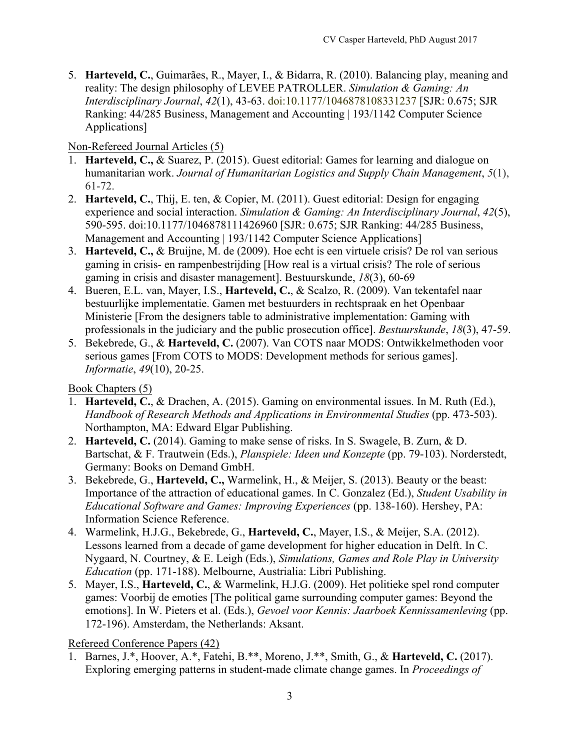5. **Harteveld, C.**, Guimarães, R., Mayer, I., & Bidarra, R. (2010). Balancing play, meaning and reality: The design philosophy of LEVEE PATROLLER. *Simulation & Gaming: An Interdisciplinary Journal*, *42*(1), 43-63. doi:10.1177/1046878108331237 [SJR: 0.675; SJR Ranking: 44/285 Business, Management and Accounting | 193/1142 Computer Science Applications]

Non-Refereed Journal Articles (5)

1. **Harteveld, C.,** & Suarez, P. (2015). Guest editorial: Games for learning and dialogue on humanitarian work. *Journal of Humanitarian Logistics and Supply Chain Management*, *5*(1), 61-72.
2. **Harteveld, C.**, Thij, E. ten, & Copier, M. (2011). Guest editorial: Design for engaging experience and social interaction. *Simulation & Gaming: An Interdisciplinary Journal*, *42*(5), 590-595. doi:10.1177/1046878111426960 [SJR: 0.675; SJR Ranking: 44/285 Business, Management and Accounting | 193/1142 Computer Science Applications]
3. **Harteveld, C.,** & Bruijne, M. de (2009). Hoe echt is een virtuele crisis? De rol van serious gaming in crisis- en rampenbestrijding [How real is a virtual crisis? The role of serious gaming in crisis and disaster management]. Bestuurskunde, *18*(3), 60-69
4. Bueren, E.L. van, Mayer, I.S., **Harteveld, C.**, & Scalzo, R. (2009). Van tekentafel naar bestuurlijke implementatie. Gamen met bestuurders in rechtspraak en het Openbaar Ministerie [From the designers table to administrative implementation: Gaming with professionals in the judiciary and the public prosecution office]. *Bestuurskunde*, *18*(3), 47-59.
5. Bekebrede, G., & **Harteveld, C.** (2007). Van COTS naar MODS: Ontwikkelmethoden voor serious games [From COTS to MODS: Development methods for serious games]. *Informatie*, *49*(10), 20-25.

Book Chapters (5)

1. **Harteveld, C.**, & Drachen, A. (2015). Gaming on environmental issues. In M. Ruth (Ed.), *Handbook of Research Methods and Applications in Environmental Studies* (pp. 473-503). Northampton, MA: Edward Elgar Publishing.
2. **Harteveld, C.** (2014). Gaming to make sense of risks. In S. Swagele, B. Zurn, & D. Bartschat, & F. Trautwein (Eds.), *Planspiele: Ideen und Konzepte* (pp. 79-103). Norderstedt, Germany: Books on Demand GmbH.
3. Bekebrede, G., **Harteveld, C.,** Warmelink, H., & Meijer, S. (2013). Beauty or the beast: Importance of the attraction of educational games. In C. Gonzalez (Ed.), *Student Usability in Educational Software and Games: Improving Experiences* (pp. 138-160). Hershey, PA: Information Science Reference.
4. Warmelink, H.J.G., Bekebrede, G., **Harteveld, C.**, Mayer, I.S., & Meijer, S.A. (2012). Lessons learned from a decade of game development for higher education in Delft. In C. Nygaard, N. Courtney, & E. Leigh (Eds.), *Simulations, Games and Role Play in University Education* (pp. 171-188). Melbourne, Austrialia: Libri Publishing.
5. Mayer, I.S., **Harteveld, C.**, & Warmelink, H.J.G. (2009). Het politieke spel rond computer games: Voorbij de emoties [The political game surrounding computer games: Beyond the emotions]. In W. Pieters et al. (Eds.), *Gevoel voor Kennis: Jaarboek Kennissamenleving* (pp. 172-196). Amsterdam, the Netherlands: Aksant.

Refereed Conference Papers (42)

1. Barnes, J.*, Hoover, A.*, Fatehi, B.**, Moreno, J.**, Smith, G., & **Harteveld, C.** (2017). Exploring emerging patterns in student-made climate change games. In *Proceedings of*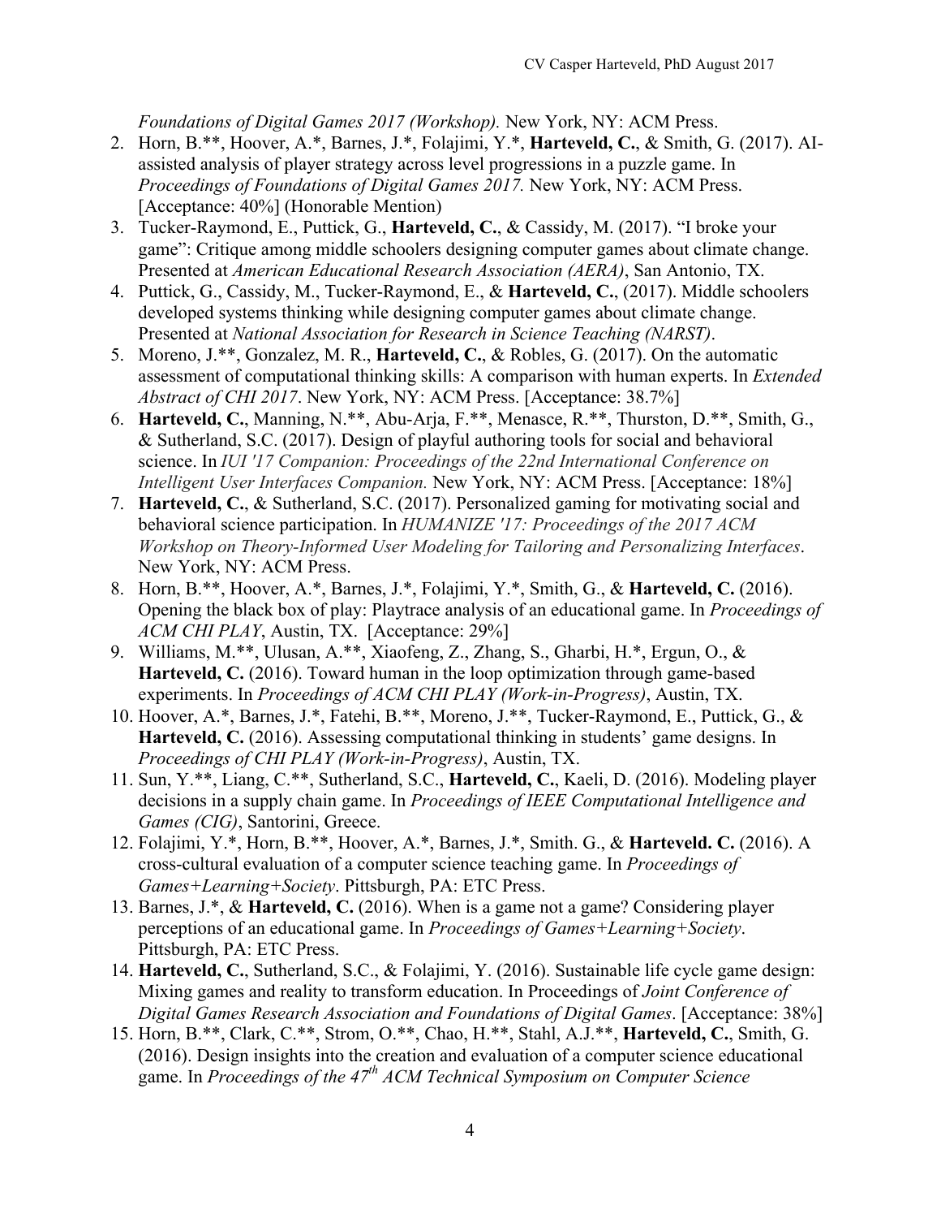*Foundations of Digital Games 2017 (Workshop).* New York, NY: ACM Press.

2. Horn, B.**, Hoover, A.*, Barnes, J.*, Folajimi, Y.*, **Harteveld, C.**, & Smith, G. (2017). AI-assisted analysis of player strategy across level progressions in a puzzle game. In *Proceedings of Foundations of Digital Games 2017.* New York, NY: ACM Press. [Acceptance: 40%] (Honorable Mention)
3. Tucker-Raymond, E., Puttick, G., **Harteveld, C.**, & Cassidy, M. (2017). "I broke your game": Critique among middle schoolers designing computer games about climate change. Presented at *American Educational Research Association (AERA)*, San Antonio, TX.
4. Puttick, G., Cassidy, M., Tucker-Raymond, E., & **Harteveld, C.**, (2017). Middle schoolers developed systems thinking while designing computer games about climate change. Presented at *National Association for Research in Science Teaching (NARST)*.
5. Moreno, J.**, Gonzalez, M. R., **Harteveld, C.**, & Robles, G. (2017). On the automatic assessment of computational thinking skills: A comparison with human experts. In *Extended Abstract of CHI 2017*. New York, NY: ACM Press. [Acceptance: 38.7%]
6. **Harteveld, C.**, Manning, N.**, Abu-Arja, F.**, Menasce, R.**, Thurston, D.**, Smith, G., & Sutherland, S.C. (2017). Design of playful authoring tools for social and behavioral science. In *IUI '17 Companion: Proceedings of the 22nd International Conference on Intelligent User Interfaces Companion.* New York, NY: ACM Press. [Acceptance: 18%]
7. **Harteveld, C.**, & Sutherland, S.C. (2017). Personalized gaming for motivating social and behavioral science participation. In *HUMANIZE '17: Proceedings of the 2017 ACM Workshop on Theory-Informed User Modeling for Tailoring and Personalizing Interfaces*. New York, NY: ACM Press.
8. Horn, B.**, Hoover, A.*, Barnes, J.*, Folajimi, Y.*, Smith, G., & **Harteveld, C.** (2016). Opening the black box of play: Playtrace analysis of an educational game. In *Proceedings of ACM CHI PLAY*, Austin, TX. [Acceptance: 29%]
9. Williams, M.**, Ulusan, A.**, Xiaofeng, Z., Zhang, S., Gharbi, H.*, Ergun, O., & **Harteveld, C.** (2016). Toward human in the loop optimization through game-based experiments. In *Proceedings of ACM CHI PLAY (Work-in-Progress)*, Austin, TX.
10. Hoover, A.*, Barnes, J.*, Fatehi, B.**, Moreno, J.**, Tucker-Raymond, E., Puttick, G., & **Harteveld, C.** (2016). Assessing computational thinking in students' game designs. In *Proceedings of CHI PLAY (Work-in-Progress)*, Austin, TX.
11. Sun, Y.**, Liang, C.**, Sutherland, S.C., **Harteveld, C.**, Kaeli, D. (2016). Modeling player decisions in a supply chain game. In *Proceedings of IEEE Computational Intelligence and Games (CIG)*, Santorini, Greece.
12. Folajimi, Y.*, Horn, B.**, Hoover, A.*, Barnes, J.*, Smith. G., & **Harteveld. C.** (2016). A cross-cultural evaluation of a computer science teaching game. In *Proceedings of Games+Learning+Society*. Pittsburgh, PA: ETC Press.
13. Barnes, J.*, & **Harteveld, C.** (2016). When is a game not a game? Considering player perceptions of an educational game. In *Proceedings of Games+Learning+Society*. Pittsburgh, PA: ETC Press.
14. **Harteveld, C.**, Sutherland, S.C., & Folajimi, Y. (2016). Sustainable life cycle game design: Mixing games and reality to transform education. In Proceedings of *Joint Conference of Digital Games Research Association and Foundations of Digital Games*. [Acceptance: 38%]
15. Horn, B.**, Clark, C.**, Strom, O.**, Chao, H.**, Stahl, A.J.**, **Harteveld, C.**, Smith, G. (2016). Design insights into the creation and evaluation of a computer science educational game. In *Proceedings of the 47th ACM Technical Symposium on Computer Science*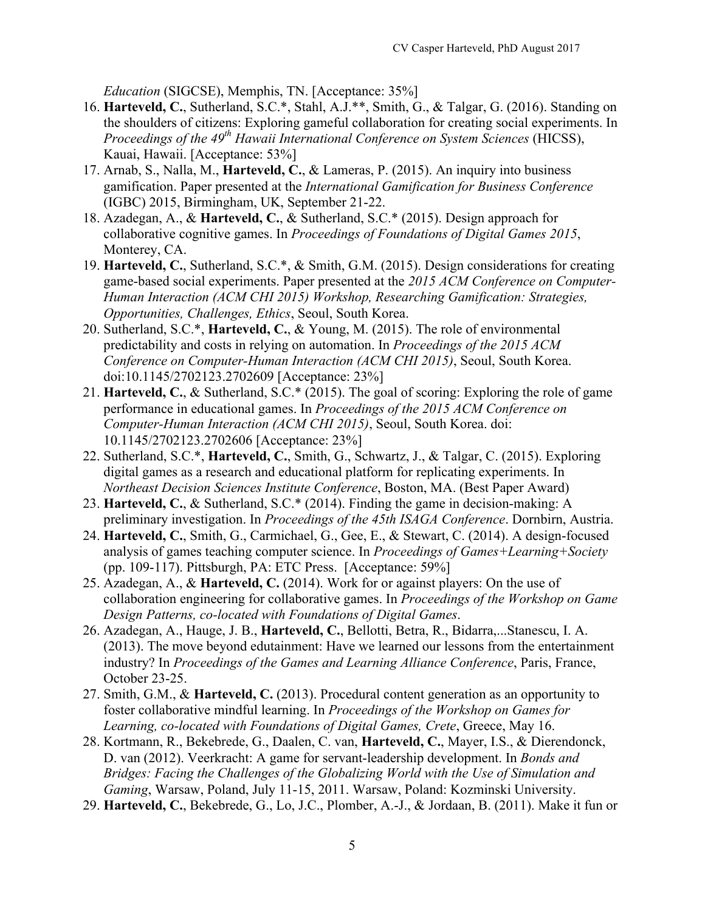*Education* (SIGCSE), Memphis, TN. [Acceptance: 35%]

16. **Harteveld, C.**, Sutherland, S.C.*, Stahl, A.J.**, Smith, G., & Talgar, G. (2016). Standing on the shoulders of citizens: Exploring gameful collaboration for creating social experiments. In *Proceedings of the 49th Hawaii International Conference on System Sciences* (HICSS), Kauai, Hawaii. [Acceptance: 53%]
17. Arnab, S., Nalla, M., **Harteveld, C.**, & Lameras, P. (2015). An inquiry into business gamification. Paper presented at the *International Gamification for Business Conference* (IGBC) 2015, Birmingham, UK, September 21-22.
18. Azadegan, A., & **Harteveld, C.**, & Sutherland, S.C.* (2015). Design approach for collaborative cognitive games. In *Proceedings of Foundations of Digital Games 2015*, Monterey, CA.
19. **Harteveld, C.**, Sutherland, S.C.*, & Smith, G.M. (2015). Design considerations for creating game-based social experiments. Paper presented at the *2015 ACM Conference on Computer-Human Interaction (ACM CHI 2015) Workshop, Researching Gamification: Strategies, Opportunities, Challenges, Ethics*, Seoul, South Korea.
20. Sutherland, S.C.*, **Harteveld, C.**, & Young, M. (2015). The role of environmental predictability and costs in relying on automation. In *Proceedings of the 2015 ACM Conference on Computer-Human Interaction (ACM CHI 2015)*, Seoul, South Korea. doi:10.1145/2702123.2702609 [Acceptance: 23%]
21. **Harteveld, C.**, & Sutherland, S.C.* (2015). The goal of scoring: Exploring the role of game performance in educational games. In *Proceedings of the 2015 ACM Conference on Computer-Human Interaction (ACM CHI 2015)*, Seoul, South Korea. doi: 10.1145/2702123.2702606 [Acceptance: 23%]
22. Sutherland, S.C.*, **Harteveld, C.**, Smith, G., Schwartz, J., & Talgar, C. (2015). Exploring digital games as a research and educational platform for replicating experiments. In *Northeast Decision Sciences Institute Conference*, Boston, MA. (Best Paper Award)
23. **Harteveld, C.**, & Sutherland, S.C.* (2014). Finding the game in decision-making: A preliminary investigation. In *Proceedings of the 45th ISAGA Conference*. Dornbirn, Austria.
24. **Harteveld, C.**, Smith, G., Carmichael, G., Gee, E., & Stewart, C. (2014). A design-focused analysis of games teaching computer science. In *Proceedings of Games+Learning+Society* (pp. 109-117). Pittsburgh, PA: ETC Press. [Acceptance: 59%]
25. Azadegan, A., & **Harteveld, C.** (2014). Work for or against players: On the use of collaboration engineering for collaborative games. In *Proceedings of the Workshop on Game Design Patterns, co-located with Foundations of Digital Games*.
26. Azadegan, A., Hauge, J. B., **Harteveld, C.**, Bellotti, Betra, R., Bidarra,...Stanescu, I. A. (2013). The move beyond edutainment: Have we learned our lessons from the entertainment industry? In *Proceedings of the Games and Learning Alliance Conference*, Paris, France, October 23-25.
27. Smith, G.M., & **Harteveld, C.** (2013). Procedural content generation as an opportunity to foster collaborative mindful learning. In *Proceedings of the Workshop on Games for Learning, co-located with Foundations of Digital Games, Crete*, Greece, May 16.
28. Kortmann, R., Bekebrede, G., Daalen, C. van, **Harteveld, C.**, Mayer, I.S., & Dierendonck, D. van (2012). Veerkracht: A game for servant-leadership development. In *Bonds and Bridges: Facing the Challenges of the Globalizing World with the Use of Simulation and Gaming*, Warsaw, Poland, July 11-15, 2011. Warsaw, Poland: Kozminski University.
29. **Harteveld, C.**, Bekebrede, G., Lo, J.C., Plomber, A.-J., & Jordaan, B. (2011). Make it fun or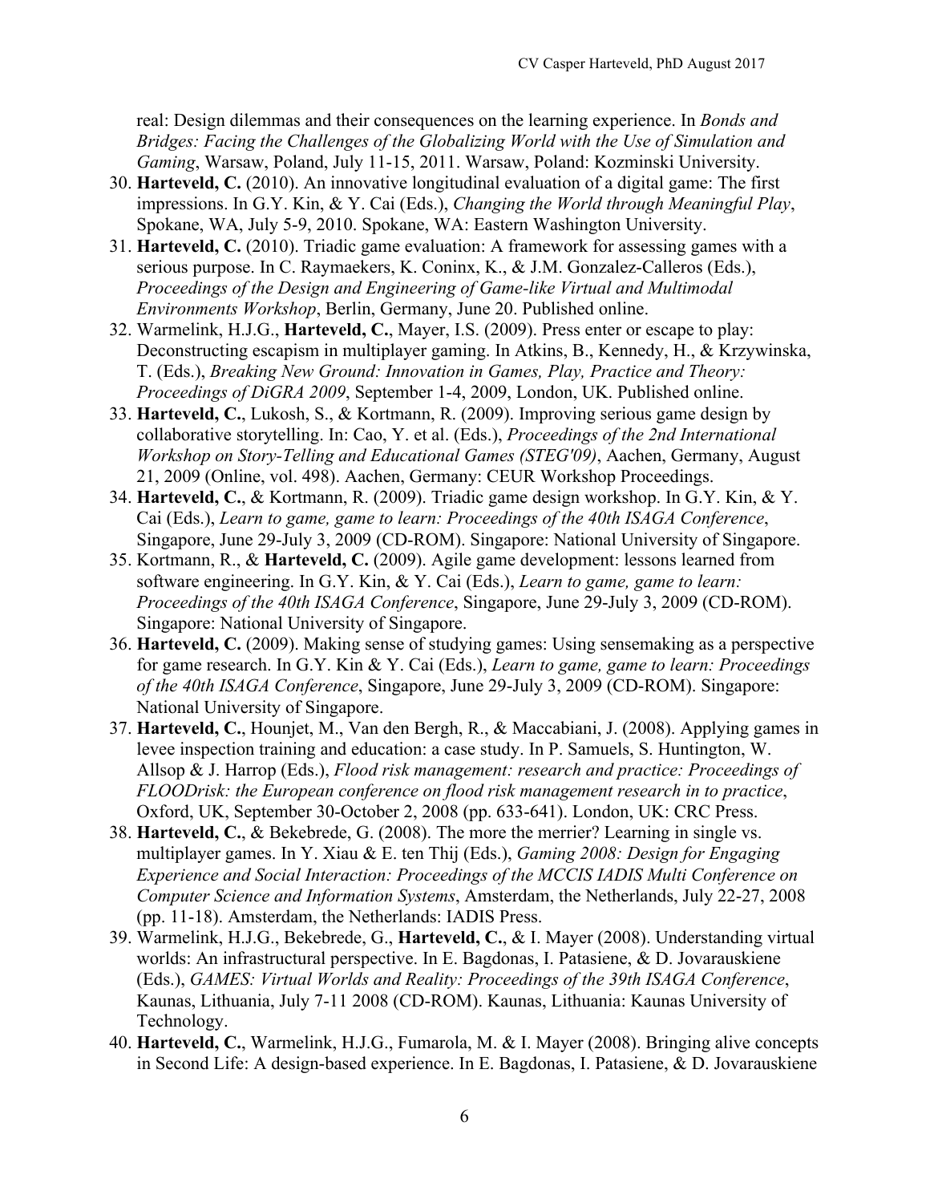real: Design dilemmas and their consequences on the learning experience. In *Bonds and Bridges: Facing the Challenges of the Globalizing World with the Use of Simulation and Gaming*, Warsaw, Poland, July 11-15, 2011. Warsaw, Poland: Kozminski University.

30. **Harteveld, C.** (2010). An innovative longitudinal evaluation of a digital game: The first impressions. In G.Y. Kin, & Y. Cai (Eds.), *Changing the World through Meaningful Play*, Spokane, WA, July 5-9, 2010. Spokane, WA: Eastern Washington University.
31. **Harteveld, C.** (2010). Triadic game evaluation: A framework for assessing games with a serious purpose. In C. Raymaekers, K. Coninx, K., & J.M. Gonzalez-Calleros (Eds.), *Proceedings of the Design and Engineering of Game-like Virtual and Multimodal Environments Workshop*, Berlin, Germany, June 20. Published online.
32. Warmelink, H.J.G., **Harteveld, C.**, Mayer, I.S. (2009). Press enter or escape to play: Deconstructing escapism in multiplayer gaming. In Atkins, B., Kennedy, H., & Krzywinska, T. (Eds.), *Breaking New Ground: Innovation in Games, Play, Practice and Theory: Proceedings of DiGRA 2009*, September 1-4, 2009, London, UK. Published online.
33. **Harteveld, C.**, Lukosh, S., & Kortmann, R. (2009). Improving serious game design by collaborative storytelling. In: Cao, Y. et al. (Eds.), *Proceedings of the 2nd International Workshop on Story-Telling and Educational Games (STEG'09)*, Aachen, Germany, August 21, 2009 (Online, vol. 498). Aachen, Germany: CEUR Workshop Proceedings.
34. **Harteveld, C.**, & Kortmann, R. (2009). Triadic game design workshop. In G.Y. Kin, & Y. Cai (Eds.), *Learn to game, game to learn: Proceedings of the 40th ISAGA Conference*, Singapore, June 29-July 3, 2009 (CD-ROM). Singapore: National University of Singapore.
35. Kortmann, R., & **Harteveld, C.** (2009). Agile game development: lessons learned from software engineering. In G.Y. Kin, & Y. Cai (Eds.), *Learn to game, game to learn: Proceedings of the 40th ISAGA Conference*, Singapore, June 29-July 3, 2009 (CD-ROM). Singapore: National University of Singapore.
36. **Harteveld, C.** (2009). Making sense of studying games: Using sensemaking as a perspective for game research. In G.Y. Kin & Y. Cai (Eds.), *Learn to game, game to learn: Proceedings of the 40th ISAGA Conference*, Singapore, June 29-July 3, 2009 (CD-ROM). Singapore: National University of Singapore.
37. **Harteveld, C.**, Hounjet, M., Van den Bergh, R., & Maccabiani, J. (2008). Applying games in levee inspection training and education: a case study. In P. Samuels, S. Huntington, W. Allsop & J. Harrop (Eds.), *Flood risk management: research and practice: Proceedings of FLOODrisk: the European conference on flood risk management research in to practice*, Oxford, UK, September 30-October 2, 2008 (pp. 633-641). London, UK: CRC Press.
38. **Harteveld, C.**, & Bekebrede, G. (2008). The more the merrier? Learning in single vs. multiplayer games. In Y. Xiau & E. ten Thij (Eds.), *Gaming 2008: Design for Engaging Experience and Social Interaction: Proceedings of the MCCIS IADIS Multi Conference on Computer Science and Information Systems*, Amsterdam, the Netherlands, July 22-27, 2008 (pp. 11-18). Amsterdam, the Netherlands: IADIS Press.
39. Warmelink, H.J.G., Bekebrede, G., **Harteveld, C.**, & I. Mayer (2008). Understanding virtual worlds: An infrastructural perspective. In E. Bagdonas, I. Patasiene, & D. Jovarauskiene (Eds.), *GAMES: Virtual Worlds and Reality: Proceedings of the 39th ISAGA Conference*, Kaunas, Lithuania, July 7-11 2008 (CD-ROM). Kaunas, Lithuania: Kaunas University of Technology.
40. **Harteveld, C.**, Warmelink, H.J.G., Fumarola, M. & I. Mayer (2008). Bringing alive concepts in Second Life: A design-based experience. In E. Bagdonas, I. Patasiene, & D. Jovarauskiene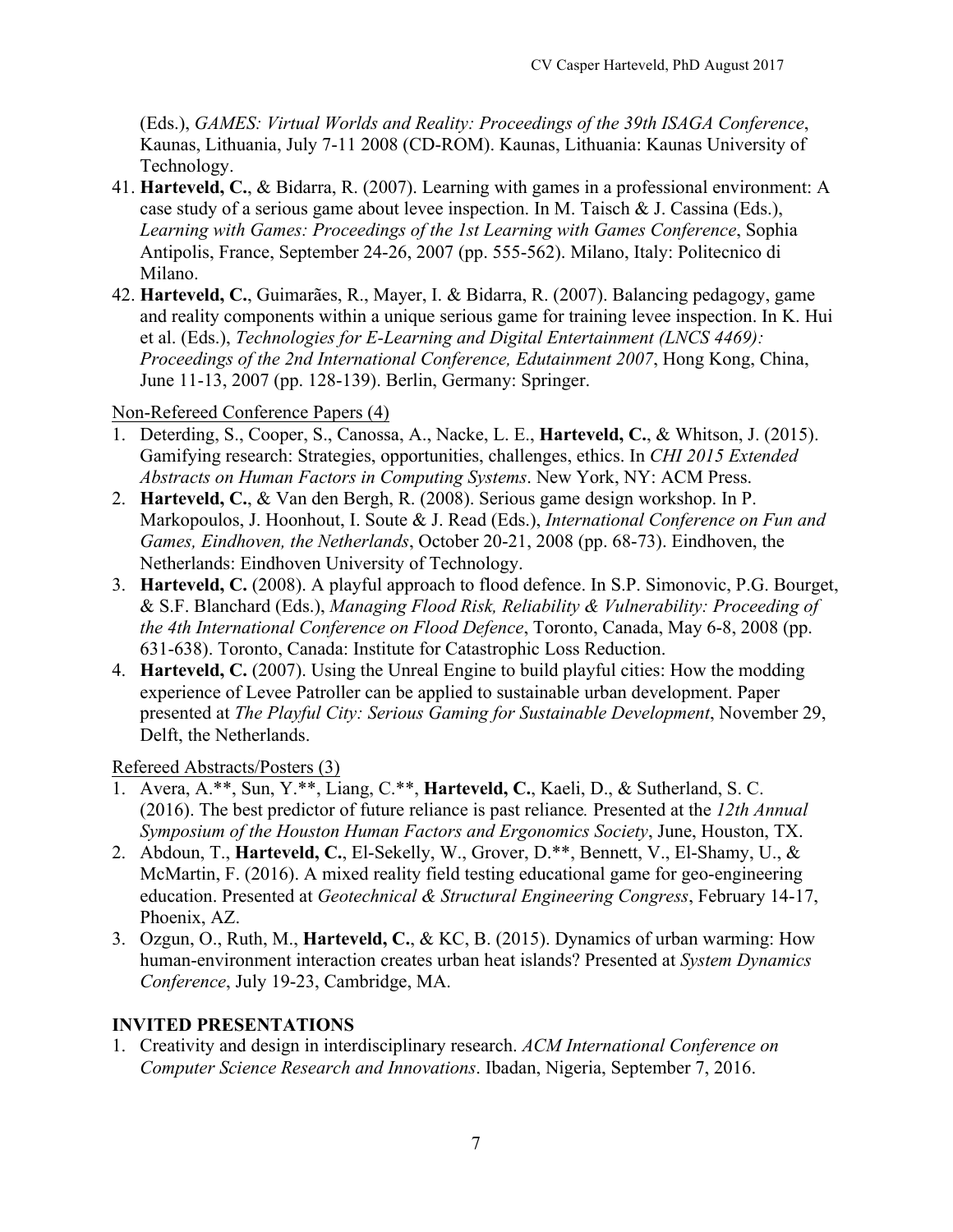(Eds.), *GAMES: Virtual Worlds and Reality: Proceedings of the 39th ISAGA Conference*, Kaunas, Lithuania, July 7-11 2008 (CD-ROM). Kaunas, Lithuania: Kaunas University of Technology.

41. **Harteveld, C.**, & Bidarra, R. (2007). Learning with games in a professional environment: A case study of a serious game about levee inspection. In M. Taisch & J. Cassina (Eds.), *Learning with Games: Proceedings of the 1st Learning with Games Conference*, Sophia Antipolis, France, September 24-26, 2007 (pp. 555-562). Milano, Italy: Politecnico di Milano.
42. **Harteveld, C.**, Guimarães, R., Mayer, I. & Bidarra, R. (2007). Balancing pedagogy, game and reality components within a unique serious game for training levee inspection. In K. Hui et al. (Eds.), *Technologies for E-Learning and Digital Entertainment (LNCS 4469): Proceedings of the 2nd International Conference, Edutainment 2007*, Hong Kong, China, June 11-13, 2007 (pp. 128-139). Berlin, Germany: Springer.

Non-Refereed Conference Papers (4)

1. Deterding, S., Cooper, S., Canossa, A., Nacke, L. E., **Harteveld, C.**, & Whitson, J. (2015). Gamifying research: Strategies, opportunities, challenges, ethics. In *CHI 2015 Extended Abstracts on Human Factors in Computing Systems*. New York, NY: ACM Press.
2. **Harteveld, C.**, & Van den Bergh, R. (2008). Serious game design workshop. In P. Markopoulos, J. Hoonhout, I. Soute & J. Read (Eds.), *International Conference on Fun and Games, Eindhoven, the Netherlands*, October 20-21, 2008 (pp. 68-73). Eindhoven, the Netherlands: Eindhoven University of Technology.
3. **Harteveld, C.** (2008). A playful approach to flood defence. In S.P. Simonovic, P.G. Bourget, & S.F. Blanchard (Eds.), *Managing Flood Risk, Reliability & Vulnerability: Proceeding of the 4th International Conference on Flood Defence*, Toronto, Canada, May 6-8, 2008 (pp. 631-638). Toronto, Canada: Institute for Catastrophic Loss Reduction.
4. **Harteveld, C.** (2007). Using the Unreal Engine to build playful cities: How the modding experience of Levee Patroller can be applied to sustainable urban development. Paper presented at *The Playful City: Serious Gaming for Sustainable Development*, November 29, Delft, the Netherlands.

Refereed Abstracts/Posters (3)

1. Avera, A.**, Sun, Y.**, Liang, C.**, **Harteveld, C.**, Kaeli, D., & Sutherland, S. C. (2016). The best predictor of future reliance is past reliance*.* Presented at the *12th Annual Symposium of the Houston Human Factors and Ergonomics Society*, June, Houston, TX.
2. Abdoun, T., **Harteveld, C.**, El-Sekelly, W., Grover, D.**, Bennett, V., El-Shamy, U., & McMartin, F. (2016). A mixed reality field testing educational game for geo-engineering education. Presented at *Geotechnical & Structural Engineering Congress*, February 14-17, Phoenix, AZ.
3. Ozgun, O., Ruth, M., **Harteveld, C.**, & KC, B. (2015). Dynamics of urban warming: How human-environment interaction creates urban heat islands? Presented at *System Dynamics Conference*, July 19-23, Cambridge, MA.

## INVITED PRESENTATIONS

1. Creativity and design in interdisciplinary research. *ACM International Conference on Computer Science Research and Innovations*. Ibadan, Nigeria, September 7, 2016.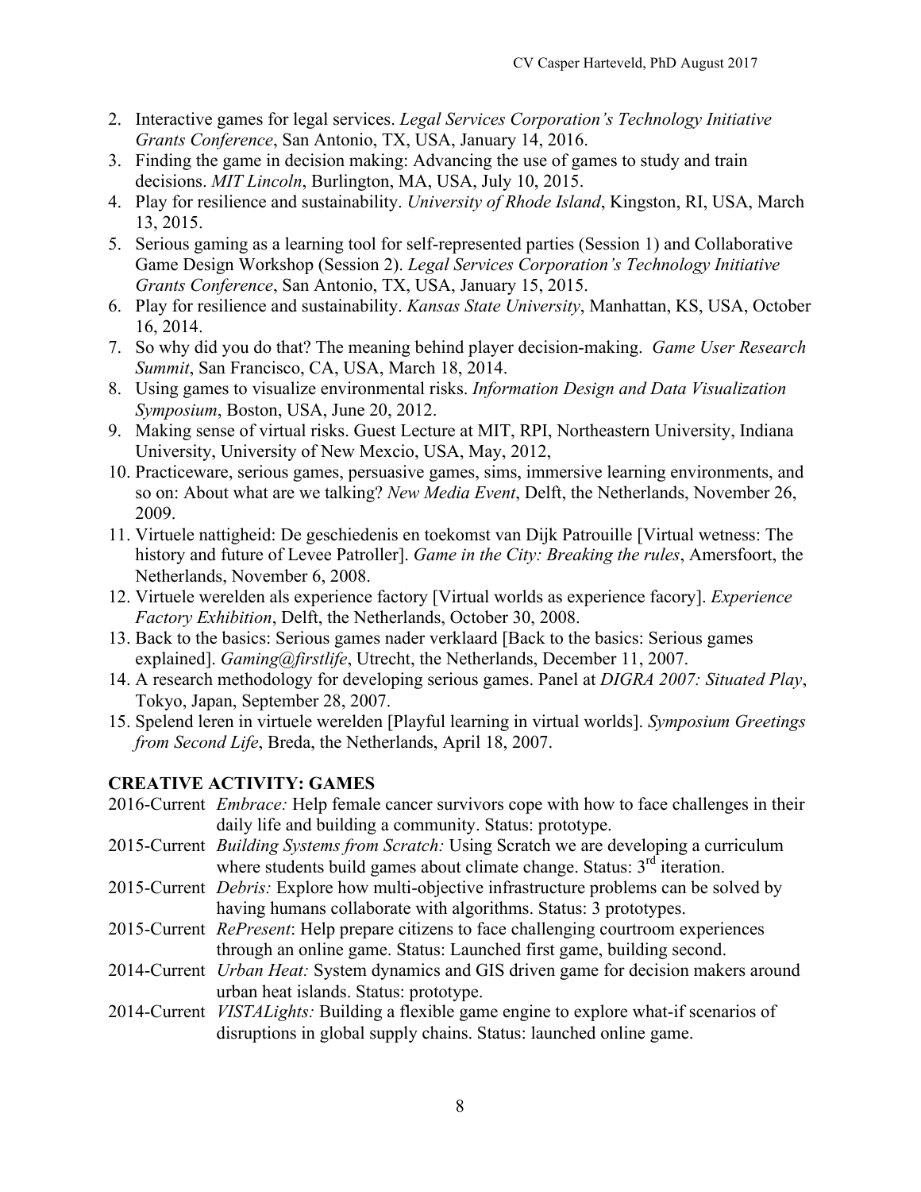2. Interactive games for legal services. *Legal Services Corporation's Technology Initiative Grants Conference*, San Antonio, TX, USA, January 14, 2016.
3. Finding the game in decision making: Advancing the use of games to study and train decisions. *MIT Lincoln*, Burlington, MA, USA, July 10, 2015.
4. Play for resilience and sustainability. *University of Rhode Island*, Kingston, RI, USA, March 13, 2015.
5. Serious gaming as a learning tool for self-represented parties (Session 1) and Collaborative Game Design Workshop (Session 2). *Legal Services Corporation's Technology Initiative Grants Conference*, San Antonio, TX, USA, January 15, 2015.
6. Play for resilience and sustainability. *Kansas State University*, Manhattan, KS, USA, October 16, 2014.
7. So why did you do that? The meaning behind player decision-making. *Game User Research Summit*, San Francisco, CA, USA, March 18, 2014.
8. Using games to visualize environmental risks. *Information Design and Data Visualization Symposium*, Boston, USA, June 20, 2012.
9. Making sense of virtual risks. Guest Lecture at MIT, RPI, Northeastern University, Indiana University, University of New Mexcio, USA, May, 2012,
10. Practiceware, serious games, persuasive games, sims, immersive learning environments, and so on: About what are we talking? *New Media Event*, Delft, the Netherlands, November 26, 2009.
11. Virtuele nattigheid: De geschiedenis en toekomst van Dijk Patrouille [Virtual wetness: The history and future of Levee Patroller]. *Game in the City: Breaking the rules*, Amersfoort, the Netherlands, November 6, 2008.
12. Virtuele werelden als experience factory [Virtual worlds as experience facory]. *Experience Factory Exhibition*, Delft, the Netherlands, October 30, 2008.
13. Back to the basics: Serious games nader verklaard [Back to the basics: Serious games explained]. *Gaming@firstlife*, Utrecht, the Netherlands, December 11, 2007.
14. A research methodology for developing serious games. Panel at *DIGRA 2007: Situated Play*, Tokyo, Japan, September 28, 2007.
15. Spelend leren in virtuele werelden [Playful learning in virtual worlds]. *Symposium Greetings from Second Life*, Breda, the Netherlands, April 18, 2007.

## CREATIVE ACTIVITY: GAMES

2016-Current *Embrace:* Help female cancer survivors cope with how to face challenges in their daily life and building a community. Status: prototype.

2015-Current *Building Systems from Scratch:* Using Scratch we are developing a curriculum where students build games about climate change. Status: 3rd iteration.

2015-Current *Debris:* Explore how multi-objective infrastructure problems can be solved by having humans collaborate with algorithms. Status: 3 prototypes.

2015-Current *RePresent*: Help prepare citizens to face challenging courtroom experiences through an online game. Status: Launched first game, building second.

2014-Current *Urban Heat:* System dynamics and GIS driven game for decision makers around urban heat islands. Status: prototype.

2014-Current *VISTALights:* Building a flexible game engine to explore what-if scenarios of disruptions in global supply chains. Status: launched online game.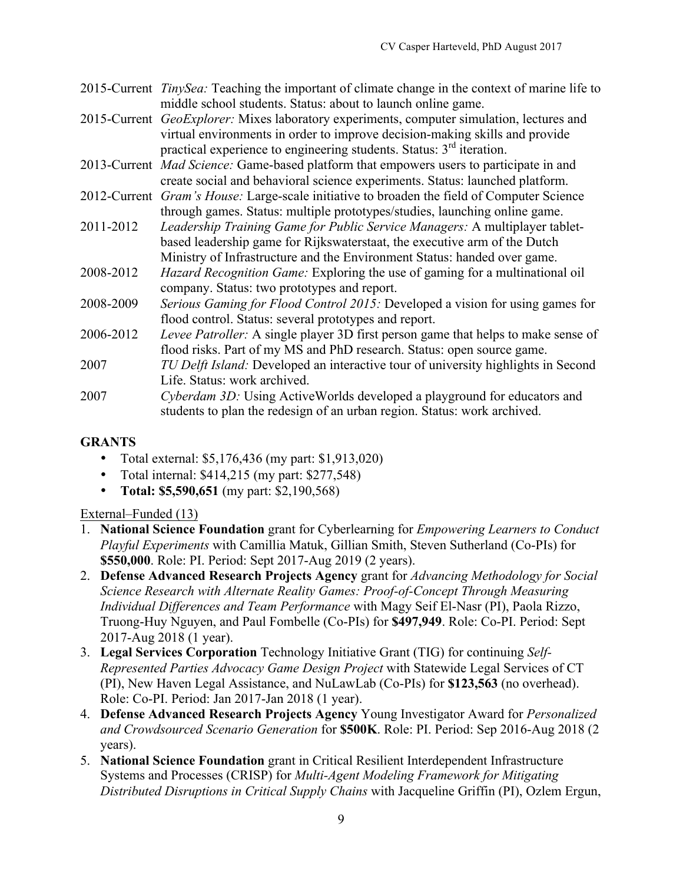2015-Current *TinySea:* Teaching the important of climate change in the context of marine life to middle school students. Status: about to launch online game.

2015-Current *GeoExplorer:* Mixes laboratory experiments, computer simulation, lectures and virtual environments in order to improve decision-making skills and provide practical experience to engineering students. Status: 3rd iteration.

2013-Current *Mad Science:* Game-based platform that empowers users to participate in and create social and behavioral science experiments. Status: launched platform.

2012-Current *Gram's House:* Large-scale initiative to broaden the field of Computer Science through games. Status: multiple prototypes/studies, launching online game.

2011-2012 *Leadership Training Game for Public Service Managers:* A multiplayer tablet-based leadership game for Rijkswaterstaat, the executive arm of the Dutch Ministry of Infrastructure and the Environment Status: handed over game.

2008-2012 *Hazard Recognition Game:* Exploring the use of gaming for a multinational oil company. Status: two prototypes and report.

2008-2009 *Serious Gaming for Flood Control 2015:* Developed a vision for using games for flood control. Status: several prototypes and report.

2006-2012 *Levee Patroller:* A single player 3D first person game that helps to make sense of flood risks. Part of my MS and PhD research. Status: open source game.

2007 *TU Delft Island:* Developed an interactive tour of university highlights in Second Life. Status: work archived.

2007 *Cyberdam 3D:* Using ActiveWorlds developed a playground for educators and students to plan the redesign of an urban region. Status: work archived.

## GRANTS

- Total external: $5,176,436 (my part: $1,913,020)
- Total internal: $414,215 (my part: $277,548)
- **Total: $5,590,651** (my part: $2,190,568)

External–Funded (13)

1. **National Science Foundation** grant for Cyberlearning for *Empowering Learners to Conduct Playful Experiments* with Camillia Matuk, Gillian Smith, Steven Sutherland (Co-PIs) for **$550,000**. Role: PI. Period: Sept 2017-Aug 2019 (2 years).
2. **Defense Advanced Research Projects Agency** grant for *Advancing Methodology for Social Science Research with Alternate Reality Games: Proof-of-Concept Through Measuring Individual Differences and Team Performance* with Magy Seif El-Nasr (PI), Paola Rizzo, Truong-Huy Nguyen, and Paul Fombelle (Co-PIs) for **$497,949**. Role: Co-PI. Period: Sept 2017-Aug 2018 (1 year).
3. **Legal Services Corporation** Technology Initiative Grant (TIG) for continuing *Self-Represented Parties Advocacy Game Design Project* with Statewide Legal Services of CT (PI), New Haven Legal Assistance, and NuLawLab (Co-PIs) for **$123,563** (no overhead). Role: Co-PI. Period: Jan 2017-Jan 2018 (1 year).
4. **Defense Advanced Research Projects Agency** Young Investigator Award for *Personalized and Crowdsourced Scenario Generation* for **$500K**. Role: PI. Period: Sep 2016-Aug 2018 (2 years).
5. **National Science Foundation** grant in Critical Resilient Interdependent Infrastructure Systems and Processes (CRISP) for *Multi-Agent Modeling Framework for Mitigating Distributed Disruptions in Critical Supply Chains* with Jacqueline Griffin (PI), Ozlem Ergun,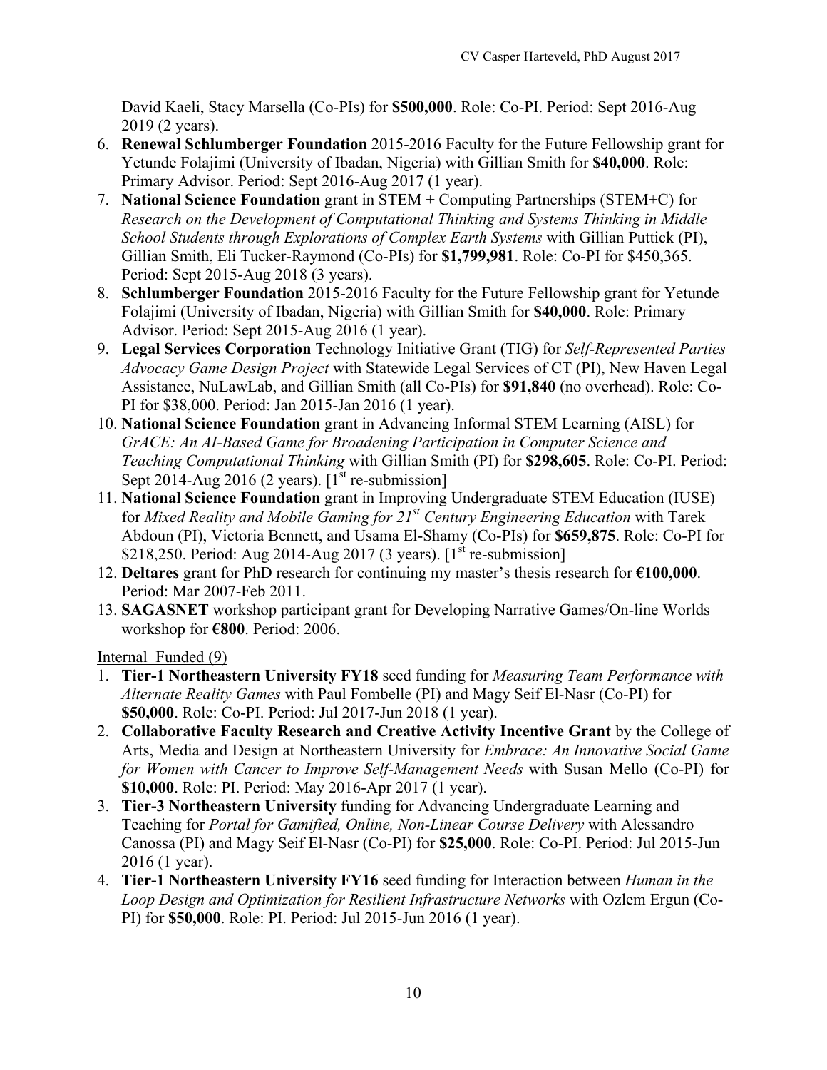David Kaeli, Stacy Marsella (Co-PIs) for **$500,000**. Role: Co-PI. Period: Sept 2016-Aug 2019 (2 years).

6. **Renewal Schlumberger Foundation** 2015-2016 Faculty for the Future Fellowship grant for Yetunde Folajimi (University of Ibadan, Nigeria) with Gillian Smith for **$40,000**. Role: Primary Advisor. Period: Sept 2016-Aug 2017 (1 year).
7. **National Science Foundation** grant in STEM + Computing Partnerships (STEM+C) for *Research on the Development of Computational Thinking and Systems Thinking in Middle School Students through Explorations of Complex Earth Systems* with Gillian Puttick (PI), Gillian Smith, Eli Tucker-Raymond (Co-PIs) for **$1,799,981**. Role: Co-PI for $450,365. Period: Sept 2015-Aug 2018 (3 years).
8. **Schlumberger Foundation** 2015-2016 Faculty for the Future Fellowship grant for Yetunde Folajimi (University of Ibadan, Nigeria) with Gillian Smith for **$40,000**. Role: Primary Advisor. Period: Sept 2015-Aug 2016 (1 year).
9. **Legal Services Corporation** Technology Initiative Grant (TIG) for *Self-Represented Parties Advocacy Game Design Project* with Statewide Legal Services of CT (PI), New Haven Legal Assistance, NuLawLab, and Gillian Smith (all Co-PIs) for **$91,840** (no overhead). Role: Co-PI for $38,000. Period: Jan 2015-Jan 2016 (1 year).
10. **National Science Foundation** grant in Advancing Informal STEM Learning (AISL) for *GrACE: An AI-Based Game for Broadening Participation in Computer Science and Teaching Computational Thinking* with Gillian Smith (PI) for **$298,605**. Role: Co-PI. Period: Sept 2014-Aug 2016 (2 years). [1st re-submission]
11. **National Science Foundation** grant in Improving Undergraduate STEM Education (IUSE) for *Mixed Reality and Mobile Gaming for 21st Century Engineering Education* with Tarek Abdoun (PI), Victoria Bennett, and Usama El-Shamy (Co-PIs) for **$659,875**. Role: Co-PI for $218,250. Period: Aug 2014-Aug 2017 (3 years). [1st re-submission]
12. **Deltares** grant for PhD research for continuing my master's thesis research for **€100,000**. Period: Mar 2007-Feb 2011.
13. **SAGASNET** workshop participant grant for Developing Narrative Games/On-line Worlds workshop for **€800**. Period: 2006.

Internal–Funded (9)

1. **Tier-1 Northeastern University FY18** seed funding for *Measuring Team Performance with Alternate Reality Games* with Paul Fombelle (PI) and Magy Seif El-Nasr (Co-PI) for **$50,000**. Role: Co-PI. Period: Jul 2017-Jun 2018 (1 year).
2. **Collaborative Faculty Research and Creative Activity Incentive Grant** by the College of Arts, Media and Design at Northeastern University for *Embrace: An Innovative Social Game for Women with Cancer to Improve Self-Management Needs* with Susan Mello (Co-PI) for **$10,000**. Role: PI. Period: May 2016-Apr 2017 (1 year).
3. **Tier-3 Northeastern University** funding for Advancing Undergraduate Learning and Teaching for *Portal for Gamified, Online, Non-Linear Course Delivery* with Alessandro Canossa (PI) and Magy Seif El-Nasr (Co-PI) for **$25,000**. Role: Co-PI. Period: Jul 2015-Jun 2016 (1 year).
4. **Tier-1 Northeastern University FY16** seed funding for Interaction between *Human in the Loop Design and Optimization for Resilient Infrastructure Networks* with Ozlem Ergun (Co-PI) for **$50,000**. Role: PI. Period: Jul 2015-Jun 2016 (1 year).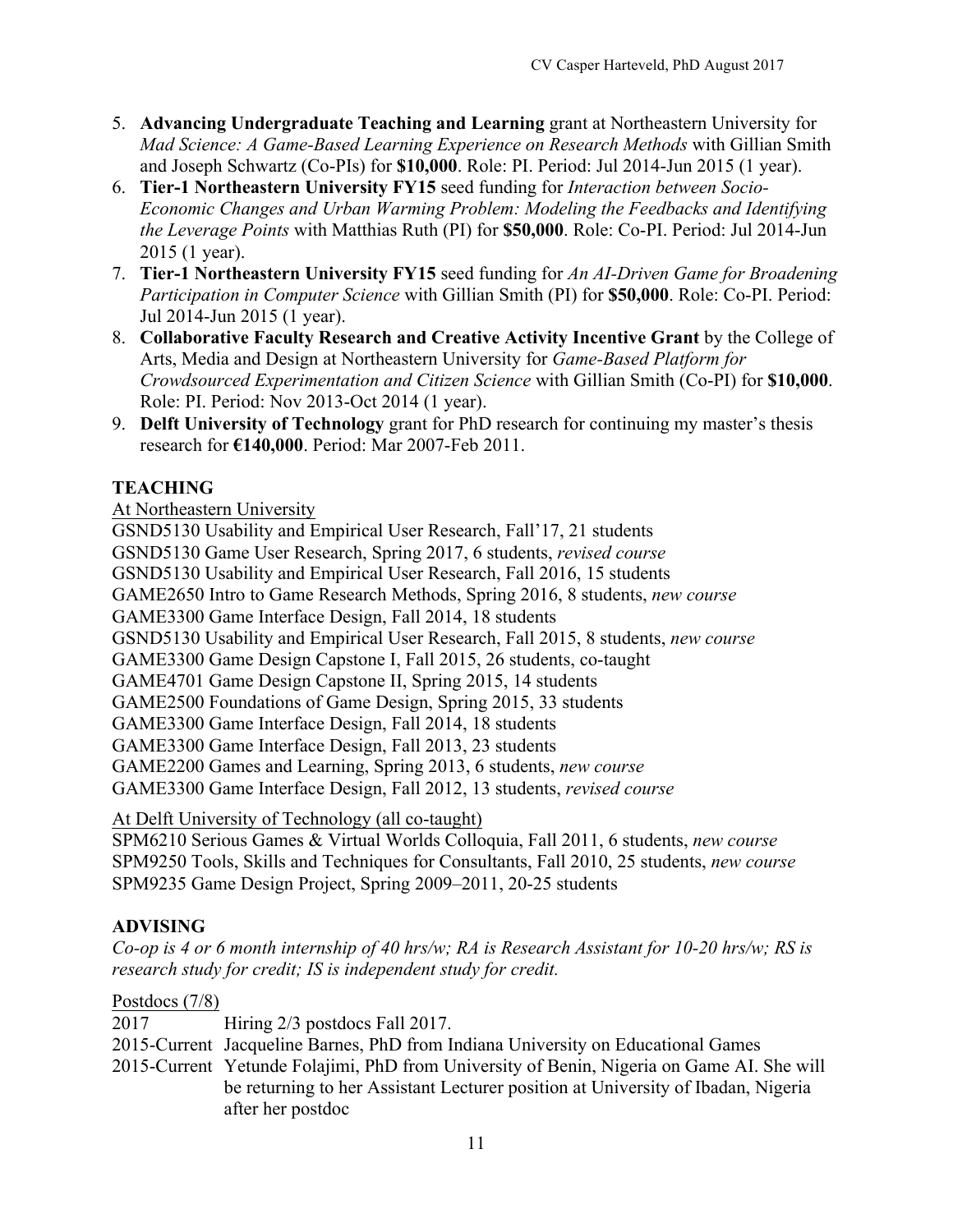5. **Advancing Undergraduate Teaching and Learning** grant at Northeastern University for *Mad Science: A Game-Based Learning Experience on Research Methods* with Gillian Smith and Joseph Schwartz (Co-PIs) for **$10,000**. Role: PI. Period: Jul 2014-Jun 2015 (1 year).
6. **Tier-1 Northeastern University FY15** seed funding for *Interaction between Socio-Economic Changes and Urban Warming Problem: Modeling the Feedbacks and Identifying the Leverage Points* with Matthias Ruth (PI) for **$50,000**. Role: Co-PI. Period: Jul 2014-Jun 2015 (1 year).
7. **Tier-1 Northeastern University FY15** seed funding for *An AI-Driven Game for Broadening Participation in Computer Science* with Gillian Smith (PI) for **$50,000**. Role: Co-PI. Period: Jul 2014-Jun 2015 (1 year).
8. **Collaborative Faculty Research and Creative Activity Incentive Grant** by the College of Arts, Media and Design at Northeastern University for *Game-Based Platform for Crowdsourced Experimentation and Citizen Science* with Gillian Smith (Co-PI) for **$10,000**. Role: PI. Period: Nov 2013-Oct 2014 (1 year).
9. **Delft University of Technology** grant for PhD research for continuing my master's thesis research for **€140,000**. Period: Mar 2007-Feb 2011.

## TEACHING

At Northeastern University

GSND5130 Usability and Empirical User Research, Fall'17, 21 students
GSND5130 Game User Research, Spring 2017, 6 students, *revised course*
GSND5130 Usability and Empirical User Research, Fall 2016, 15 students
GAME2650 Intro to Game Research Methods, Spring 2016, 8 students, *new course*
GAME3300 Game Interface Design, Fall 2014, 18 students
GSND5130 Usability and Empirical User Research, Fall 2015, 8 students, *new course*
GAME3300 Game Design Capstone I, Fall 2015, 26 students, co-taught
GAME4701 Game Design Capstone II, Spring 2015, 14 students
GAME2500 Foundations of Game Design, Spring 2015, 33 students
GAME3300 Game Interface Design, Fall 2014, 18 students
GAME3300 Game Interface Design, Fall 2013, 23 students
GAME2200 Games and Learning, Spring 2013, 6 students, *new course*
GAME3300 Game Interface Design, Fall 2012, 13 students, *revised course*

At Delft University of Technology (all co-taught)

SPM6210 Serious Games & Virtual Worlds Colloquia, Fall 2011, 6 students, *new course*
SPM9250 Tools, Skills and Techniques for Consultants, Fall 2010, 25 students, *new course*
SPM9235 Game Design Project, Spring 2009–2011, 20-25 students

## ADVISING

*Co-op is 4 or 6 month internship of 40 hrs/w; RA is Research Assistant for 10-20 hrs/w; RS is research study for credit; IS is independent study for credit.*

Postdocs (7/8)

2017 Hiring 2/3 postdocs Fall 2017.
2015-Current Jacqueline Barnes, PhD from Indiana University on Educational Games
2015-Current Yetunde Folajimi, PhD from University of Benin, Nigeria on Game AI. She will be returning to her Assistant Lecturer position at University of Ibadan, Nigeria after her postdoc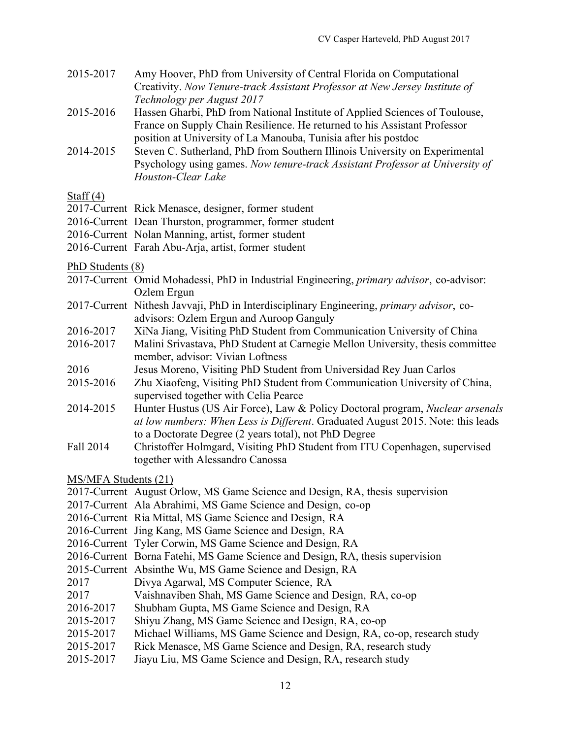2015-2017 Amy Hoover, PhD from University of Central Florida on Computational Creativity. *Now Tenure-track Assistant Professor at New Jersey Institute of Technology per August 2017*

2015-2016 Hassen Gharbi, PhD from National Institute of Applied Sciences of Toulouse, France on Supply Chain Resilience. He returned to his Assistant Professor position at University of La Manouba, Tunisia after his postdoc

2014-2015 Steven C. Sutherland, PhD from Southern Illinois University on Experimental Psychology using games. *Now tenure-track Assistant Professor at University of Houston-Clear Lake*

<u>Staff (4)</u>

2017-Current Rick Menasce, designer, former student
2016-Current Dean Thurston, programmer, former student
2016-Current Nolan Manning, artist, former student
2016-Current Farah Abu-Arja, artist, former student

<u>PhD Students (8)</u>

2017-Current Omid Mohadessi, PhD in Industrial Engineering, *primary advisor*, co-advisor: Ozlem Ergun

2017-Current Nithesh Javvaji, PhD in Interdisciplinary Engineering, *primary advisor*, co-advisors: Ozlem Ergun and Auroop Ganguly

2016-2017 XiNa Jiang, Visiting PhD Student from Communication University of China

2016-2017 Malini Srivastava, PhD Student at Carnegie Mellon University, thesis committee member, advisor: Vivian Loftness

2016 Jesus Moreno, Visiting PhD Student from Universidad Rey Juan Carlos

2015-2016 Zhu Xiaofeng, Visiting PhD Student from Communication University of China, supervised together with Celia Pearce

2014-2015 Hunter Hustus (US Air Force), Law & Policy Doctoral program, *Nuclear arsenals at low numbers: When Less is Different*. Graduated August 2015. Note: this leads to a Doctorate Degree (2 years total), not PhD Degree

Fall 2014 Christoffer Holmgard, Visiting PhD Student from ITU Copenhagen, supervised together with Alessandro Canossa

<u>MS/MFA Students (21)</u>

2017-Current August Orlow, MS Game Science and Design, RA, thesis supervision
2017-Current Ala Abrahimi, MS Game Science and Design, co-op
2016-Current Ria Mittal, MS Game Science and Design, RA
2016-Current Jing Kang, MS Game Science and Design, RA
2016-Current Tyler Corwin, MS Game Science and Design, RA
2016-Current Borna Fatehi, MS Game Science and Design, RA, thesis supervision
2015-Current Absinthe Wu, MS Game Science and Design, RA
2017 Divya Agarwal, MS Computer Science, RA
2017 Vaishnaviben Shah, MS Game Science and Design, RA, co-op
2016-2017 Shubham Gupta, MS Game Science and Design, RA
2015-2017 Shiyu Zhang, MS Game Science and Design, RA, co-op
2015-2017 Michael Williams, MS Game Science and Design, RA, co-op, research study
2015-2017 Rick Menasce, MS Game Science and Design, RA, research study
2015-2017 Jiayu Liu, MS Game Science and Design, RA, research study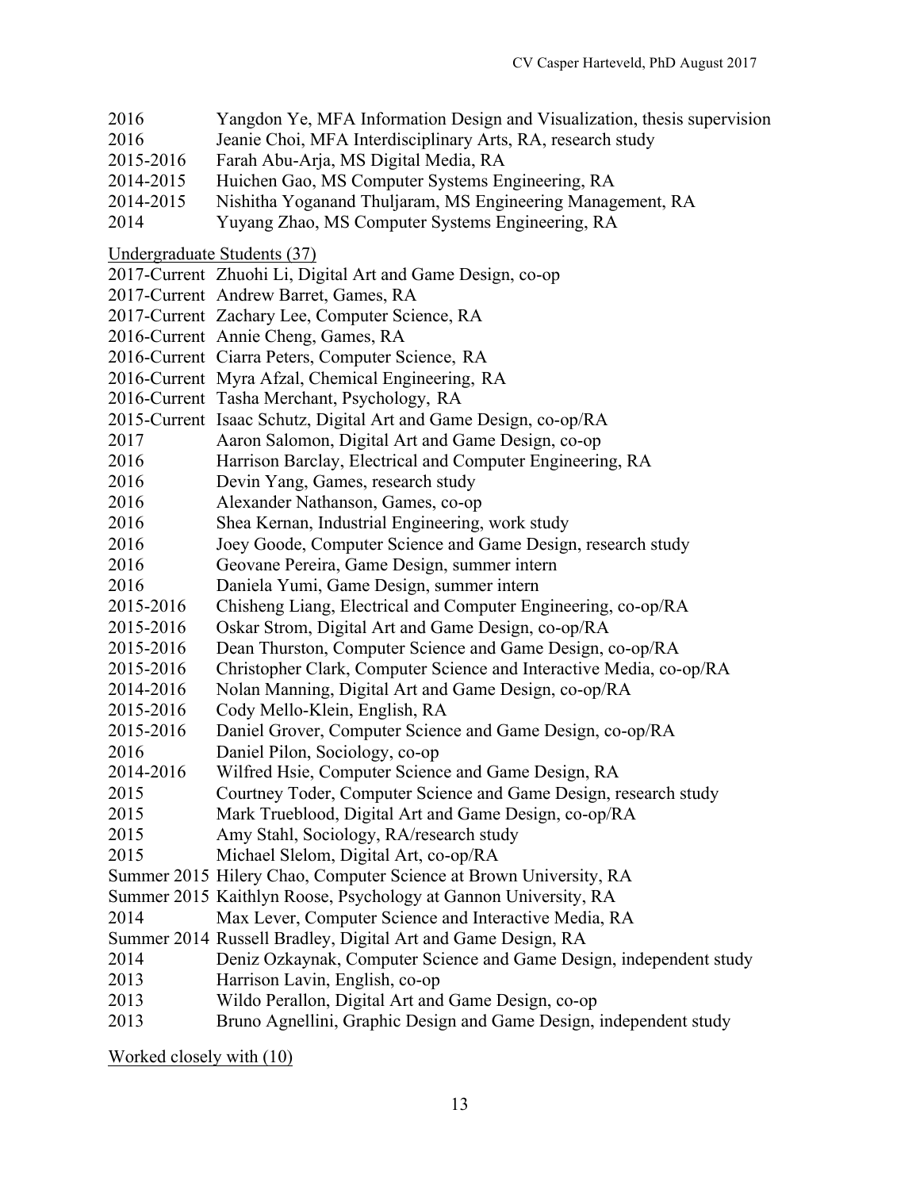2016 Yangdon Ye, MFA Information Design and Visualization, thesis supervision
2016 Jeanie Choi, MFA Interdisciplinary Arts, RA, research study
2015-2016 Farah Abu-Arja, MS Digital Media, RA
2014-2015 Huichen Gao, MS Computer Systems Engineering, RA
2014-2015 Nishitha Yoganand Thuljaram, MS Engineering Management, RA
2014 Yuyang Zhao, MS Computer Systems Engineering, RA

<u>Undergraduate Students (37)</u>

2017-Current Zhuohi Li, Digital Art and Game Design, co-op
2017-Current Andrew Barret, Games, RA
2017-Current Zachary Lee, Computer Science, RA
2016-Current Annie Cheng, Games, RA
2016-Current Ciarra Peters, Computer Science, RA
2016-Current Myra Afzal, Chemical Engineering, RA
2016-Current Tasha Merchant, Psychology, RA
2015-Current Isaac Schutz, Digital Art and Game Design, co-op/RA
2017 Aaron Salomon, Digital Art and Game Design, co-op
2016 Harrison Barclay, Electrical and Computer Engineering, RA
2016 Devin Yang, Games, research study
2016 Alexander Nathanson, Games, co-op
2016 Shea Kernan, Industrial Engineering, work study
2016 Joey Goode, Computer Science and Game Design, research study
2016 Geovane Pereira, Game Design, summer intern
2016 Daniela Yumi, Game Design, summer intern
2015-2016 Chisheng Liang, Electrical and Computer Engineering, co-op/RA
2015-2016 Oskar Strom, Digital Art and Game Design, co-op/RA
2015-2016 Dean Thurston, Computer Science and Game Design, co-op/RA
2015-2016 Christopher Clark, Computer Science and Interactive Media, co-op/RA
2014-2016 Nolan Manning, Digital Art and Game Design, co-op/RA
2015-2016 Cody Mello-Klein, English, RA
2015-2016 Daniel Grover, Computer Science and Game Design, co-op/RA
2016 Daniel Pilon, Sociology, co-op
2014-2016 Wilfred Hsie, Computer Science and Game Design, RA
2015 Courtney Toder, Computer Science and Game Design, research study
2015 Mark Trueblood, Digital Art and Game Design, co-op/RA
2015 Amy Stahl, Sociology, RA/research study
2015 Michael Slelom, Digital Art, co-op/RA
Summer 2015 Hilery Chao, Computer Science at Brown University, RA
Summer 2015 Kaithlyn Roose, Psychology at Gannon University, RA
2014 Max Lever, Computer Science and Interactive Media, RA
Summer 2014 Russell Bradley, Digital Art and Game Design, RA
2014 Deniz Ozkaynak, Computer Science and Game Design, independent study
2013 Harrison Lavin, English, co-op
2013 Wildo Perallon, Digital Art and Game Design, co-op
2013 Bruno Agnellini, Graphic Design and Game Design, independent study

<u>Worked closely with (10)</u>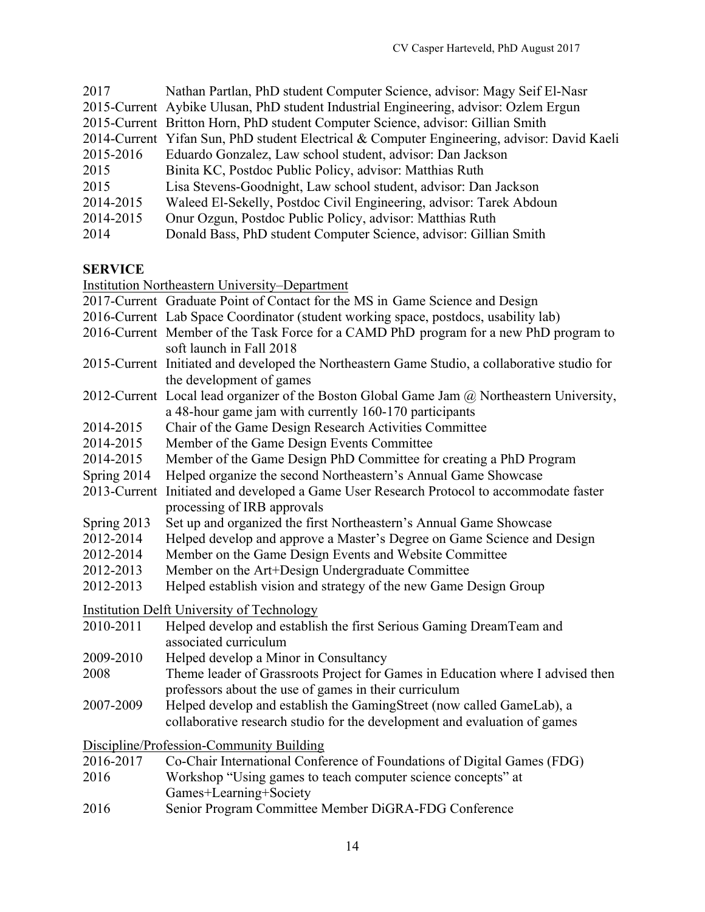2017 Nathan Partlan, PhD student Computer Science, advisor: Magy Seif El-Nasr
2015-Current Aybike Ulusan, PhD student Industrial Engineering, advisor: Ozlem Ergun
2015-Current Britton Horn, PhD student Computer Science, advisor: Gillian Smith
2014-Current Yifan Sun, PhD student Electrical & Computer Engineering, advisor: David Kaeli
2015-2016 Eduardo Gonzalez, Law school student, advisor: Dan Jackson
2015 Binita KC, Postdoc Public Policy, advisor: Matthias Ruth
2015 Lisa Stevens-Goodnight, Law school student, advisor: Dan Jackson
2014-2015 Waleed El-Sekelly, Postdoc Civil Engineering, advisor: Tarek Abdoun
2014-2015 Onur Ozgun, Postdoc Public Policy, advisor: Matthias Ruth
2014 Donald Bass, PhD student Computer Science, advisor: Gillian Smith

## SERVICE

Institution Northeastern University–Department

2017-Current Graduate Point of Contact for the MS in Game Science and Design
2016-Current Lab Space Coordinator (student working space, postdocs, usability lab)
2016-Current Member of the Task Force for a CAMD PhD program for a new PhD program to soft launch in Fall 2018
2015-Current Initiated and developed the Northeastern Game Studio, a collaborative studio for the development of games
2012-Current Local lead organizer of the Boston Global Game Jam @ Northeastern University, a 48-hour game jam with currently 160-170 participants
2014-2015 Chair of the Game Design Research Activities Committee
2014-2015 Member of the Game Design Events Committee
2014-2015 Member of the Game Design PhD Committee for creating a PhD Program
Spring 2014 Helped organize the second Northeastern's Annual Game Showcase
2013-Current Initiated and developed a Game User Research Protocol to accommodate faster processing of IRB approvals
Spring 2013 Set up and organized the first Northeastern's Annual Game Showcase
2012-2014 Helped develop and approve a Master's Degree on Game Science and Design
2012-2014 Member on the Game Design Events and Website Committee
2012-2013 Member on the Art+Design Undergraduate Committee
2012-2013 Helped establish vision and strategy of the new Game Design Group

Institution Delft University of Technology

2010-2011 Helped develop and establish the first Serious Gaming DreamTeam and associated curriculum
2009-2010 Helped develop a Minor in Consultancy
2008 Theme leader of Grassroots Project for Games in Education where I advised then professors about the use of games in their curriculum
2007-2009 Helped develop and establish the GamingStreet (now called GameLab), a collaborative research studio for the development and evaluation of games

Discipline/Profession-Community Building

2016-2017 Co-Chair International Conference of Foundations of Digital Games (FDG)
2016 Workshop "Using games to teach computer science concepts" at Games+Learning+Society
2016 Senior Program Committee Member DiGRA-FDG Conference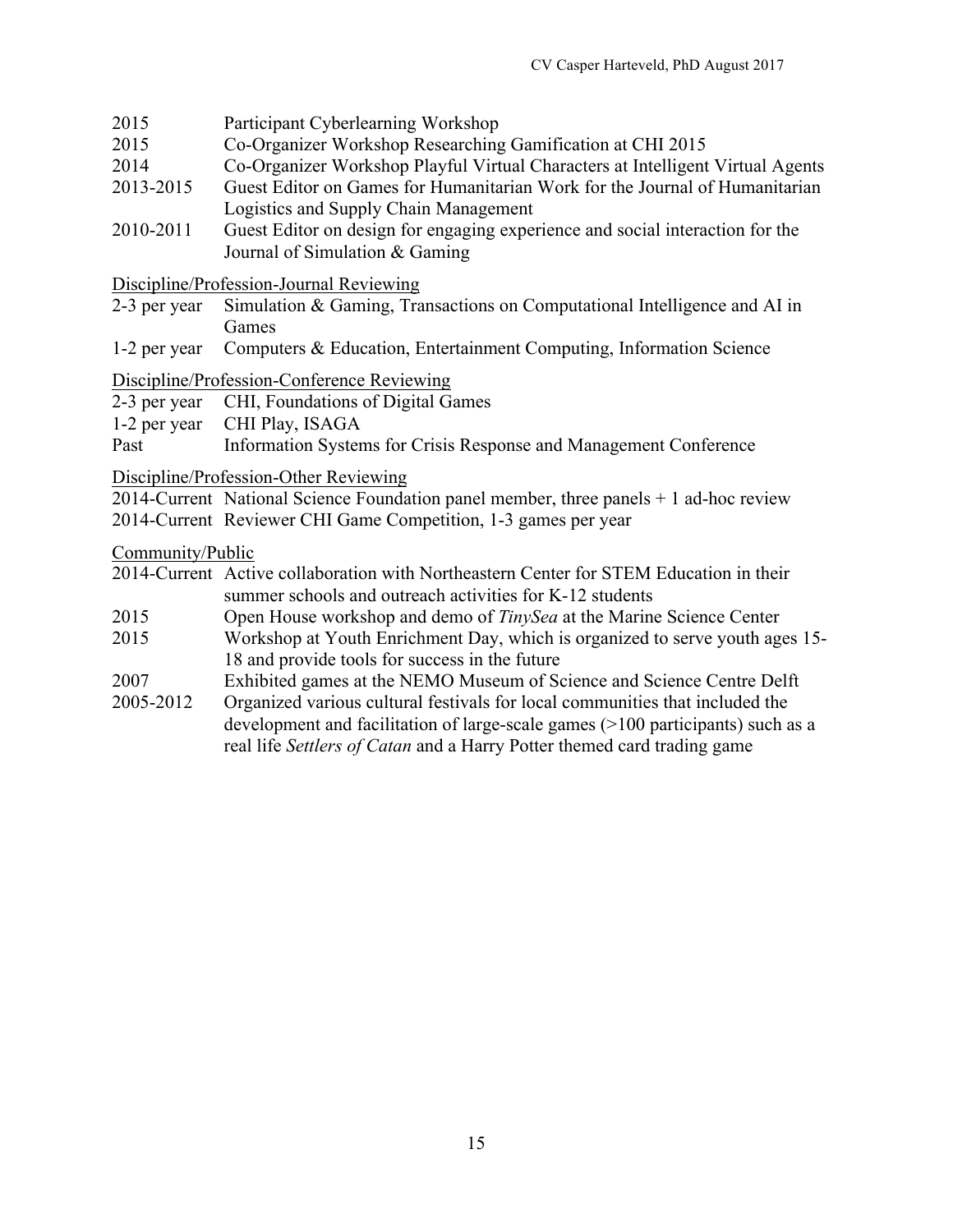2015 Participant Cyberlearning Workshop
2015 Co-Organizer Workshop Researching Gamification at CHI 2015
2014 Co-Organizer Workshop Playful Virtual Characters at Intelligent Virtual Agents
2013-2015 Guest Editor on Games for Humanitarian Work for the Journal of Humanitarian Logistics and Supply Chain Management
2010-2011 Guest Editor on design for engaging experience and social interaction for the Journal of Simulation & Gaming

Discipline/Profession-Journal Reviewing

2-3 per year Simulation & Gaming, Transactions on Computational Intelligence and AI in Games
1-2 per year Computers & Education, Entertainment Computing, Information Science

Discipline/Profession-Conference Reviewing

2-3 per year CHI, Foundations of Digital Games
1-2 per year CHI Play, ISAGA
Past Information Systems for Crisis Response and Management Conference

Discipline/Profession-Other Reviewing

2014-Current National Science Foundation panel member, three panels + 1 ad-hoc review
2014-Current Reviewer CHI Game Competition, 1-3 games per year

Community/Public

2014-Current Active collaboration with Northeastern Center for STEM Education in their summer schools and outreach activities for K-12 students
2015 Open House workshop and demo of *TinySea* at the Marine Science Center
2015 Workshop at Youth Enrichment Day, which is organized to serve youth ages 15-18 and provide tools for success in the future
2007 Exhibited games at the NEMO Museum of Science and Science Centre Delft
2005-2012 Organized various cultural festivals for local communities that included the development and facilitation of large-scale games (>100 participants) such as a real life *Settlers of Catan* and a Harry Potter themed card trading game